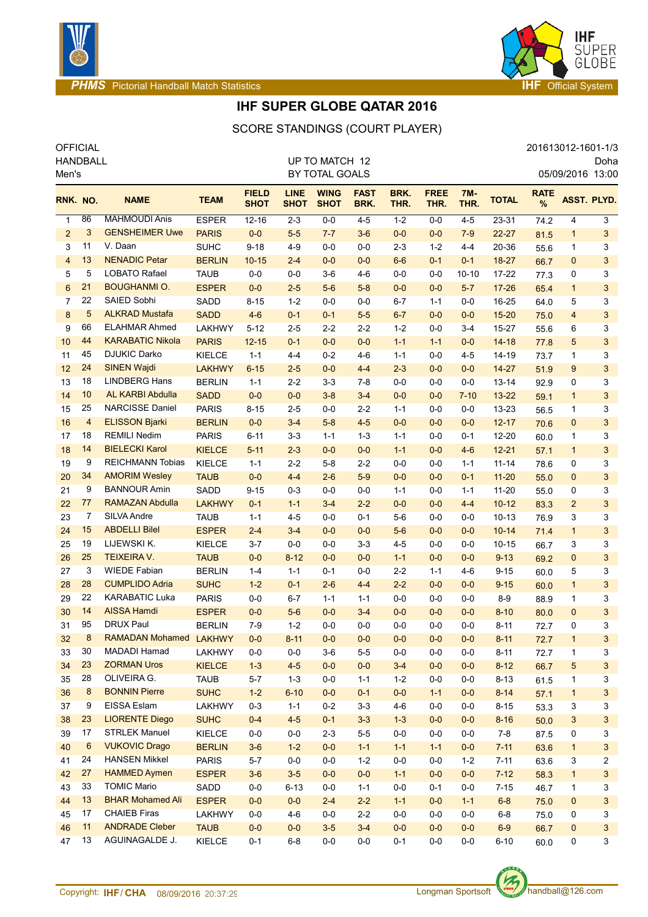# IHF SUPER GLOBE QATAR 2016

## SCORE STANDINGS (COURT PLAYER)

OFFICIAL
HANDBALL
Men's

UP TO MATCH 12
BY TOTAL GOALS

201613012-1601-1/3
Doha
05/09/2016 13:00

| RNK. | NO. | NAME | TEAM | FIELD SHOT | LINE SHOT | WING SHOT | FAST BRK. | BRK. THR. | FREE THR. | 7M-THR. | TOTAL | RATE % | ASST. | PLYD. |
|---|---|---|---|---|---|---|---|---|---|---|---|---|---|---|
| 1 | 86 | MAHMOUDI Anis | ESPER | 12-16 | 2-3 | 0-0 | 4-5 | 1-2 | 0-0 | 4-5 | 23-31 | 74.2 | 4 | 3 |
| 2 | 3 | GENSHEIMER Uwe | PARIS | 0-0 | 5-5 | 7-7 | 3-6 | 0-0 | 0-0 | 7-9 | 22-27 | 81.5 | 1 | 3 |
| 3 | 11 | V. Daan | SUHC | 9-18 | 4-9 | 0-0 | 0-0 | 2-3 | 1-2 | 4-4 | 20-36 | 55.6 | 1 | 3 |
| 4 | 13 | NENADIC Petar | BERLIN | 10-15 | 2-4 | 0-0 | 0-0 | 6-6 | 0-1 | 0-1 | 18-27 | 66.7 | 0 | 3 |
| 5 | 5 | LOBATO Rafael | TAUB | 0-0 | 0-0 | 3-6 | 4-6 | 0-0 | 0-0 | 10-10 | 17-22 | 77.3 | 0 | 3 |
| 6 | 21 | BOUGHANMI O. | ESPER | 0-0 | 2-5 | 5-6 | 5-8 | 0-0 | 0-0 | 5-7 | 17-26 | 65.4 | 1 | 3 |
| 7 | 22 | SAIED Sobhi | SADD | 8-15 | 1-2 | 0-0 | 0-0 | 6-7 | 1-1 | 0-0 | 16-25 | 64.0 | 5 | 3 |
| 8 | 5 | ALKRAD Mustafa | SADD | 4-6 | 0-1 | 0-1 | 5-5 | 6-7 | 0-0 | 0-0 | 15-20 | 75.0 | 4 | 3 |
| 9 | 66 | ELAHMAR Ahmed | LAKHWY | 5-12 | 2-5 | 2-2 | 2-2 | 1-2 | 0-0 | 3-4 | 15-27 | 55.6 | 6 | 3 |
| 10 | 44 | KARABATIC Nikola | PARIS | 12-15 | 0-1 | 0-0 | 0-0 | 1-1 | 1-1 | 0-0 | 14-18 | 77.8 | 5 | 3 |
| 11 | 45 | DJUKIC Darko | KIELCE | 1-1 | 4-4 | 0-2 | 4-6 | 1-1 | 0-0 | 4-5 | 14-19 | 73.7 | 1 | 3 |
| 12 | 24 | SINEN Wajdi | LAKHWY | 6-15 | 2-5 | 0-0 | 4-4 | 2-3 | 0-0 | 0-0 | 14-27 | 51.9 | 9 | 3 |
| 13 | 18 | LINDBERG Hans | BERLIN | 1-1 | 2-2 | 3-3 | 7-8 | 0-0 | 0-0 | 0-0 | 13-14 | 92.9 | 0 | 3 |
| 14 | 10 | AL KARBI Abdulla | SADD | 0-0 | 0-0 | 3-8 | 3-4 | 0-0 | 0-0 | 7-10 | 13-22 | 59.1 | 1 | 3 |
| 15 | 25 | NARCISSE Daniel | PARIS | 8-15 | 2-5 | 0-0 | 2-2 | 1-1 | 0-0 | 0-0 | 13-23 | 56.5 | 1 | 3 |
| 16 | 4 | ELISSON Bjarki | BERLIN | 0-0 | 3-4 | 5-8 | 4-5 | 0-0 | 0-0 | 0-0 | 12-17 | 70.6 | 0 | 3 |
| 17 | 18 | REMILI Nedim | PARIS | 6-11 | 3-3 | 1-1 | 1-3 | 1-1 | 0-0 | 0-1 | 12-20 | 60.0 | 1 | 3 |
| 18 | 14 | BIELECKI Karol | KIELCE | 5-11 | 2-3 | 0-0 | 0-0 | 1-1 | 0-0 | 4-6 | 12-21 | 57.1 | 1 | 3 |
| 19 | 9 | REICHMANN Tobias | KIELCE | 1-1 | 2-2 | 5-8 | 2-2 | 0-0 | 0-0 | 1-1 | 11-14 | 78.6 | 0 | 3 |
| 20 | 34 | AMORIM Wesley | TAUB | 0-0 | 4-4 | 2-6 | 5-9 | 0-0 | 0-0 | 0-1 | 11-20 | 55.0 | 0 | 3 |
| 21 | 9 | BANNOUR Amin | SADD | 9-15 | 0-3 | 0-0 | 0-0 | 1-1 | 0-0 | 1-1 | 11-20 | 55.0 | 0 | 3 |
| 22 | 77 | RAMAZAN Abdulla | LAKHWY | 0-1 | 1-1 | 3-4 | 2-2 | 0-0 | 0-0 | 4-4 | 10-12 | 83.3 | 2 | 3 |
| 23 | 7 | SILVA Andre | TAUB | 1-1 | 4-5 | 0-0 | 0-1 | 5-6 | 0-0 | 0-0 | 10-13 | 76.9 | 3 | 3 |
| 24 | 15 | ABDELLI Bilel | ESPER | 2-4 | 3-4 | 0-0 | 0-0 | 5-6 | 0-0 | 0-0 | 10-14 | 71.4 | 1 | 3 |
| 25 | 19 | LIJEWSKI K. | KIELCE | 3-7 | 0-0 | 0-0 | 3-3 | 4-5 | 0-0 | 0-0 | 10-15 | 66.7 | 3 | 3 |
| 26 | 25 | TEIXEIRA V. | TAUB | 0-0 | 8-12 | 0-0 | 0-0 | 1-1 | 0-0 | 0-0 | 9-13 | 69.2 | 0 | 3 |
| 27 | 3 | WIEDE Fabian | BERLIN | 1-4 | 1-1 | 0-1 | 0-0 | 2-2 | 1-1 | 4-6 | 9-15 | 60.0 | 5 | 3 |
| 28 | 28 | CUMPLIDO Adria | SUHC | 1-2 | 0-1 | 2-6 | 4-4 | 2-2 | 0-0 | 0-0 | 9-15 | 60.0 | 1 | 3 |
| 29 | 22 | KARABATIC Luka | PARIS | 0-0 | 6-7 | 1-1 | 1-1 | 0-0 | 0-0 | 0-0 | 8-9 | 88.9 | 1 | 3 |
| 30 | 14 | AISSA Hamdi | ESPER | 0-0 | 5-6 | 0-0 | 3-4 | 0-0 | 0-0 | 0-0 | 8-10 | 80.0 | 0 | 3 |
| 31 | 95 | DRUX Paul | BERLIN | 7-9 | 1-2 | 0-0 | 0-0 | 0-0 | 0-0 | 0-0 | 8-11 | 72.7 | 0 | 3 |
| 32 | 8 | RAMADAN Mohamed | LAKHWY | 0-0 | 8-11 | 0-0 | 0-0 | 0-0 | 0-0 | 0-0 | 8-11 | 72.7 | 1 | 3 |
| 33 | 30 | MADADI Hamad | LAKHWY | 0-0 | 0-0 | 3-6 | 5-5 | 0-0 | 0-0 | 0-0 | 8-11 | 72.7 | 1 | 3 |
| 34 | 23 | ZORMAN Uros | KIELCE | 1-3 | 4-5 | 0-0 | 0-0 | 3-4 | 0-0 | 0-0 | 8-12 | 66.7 | 5 | 3 |
| 35 | 28 | OLIVEIRA G. | TAUB | 5-7 | 1-3 | 0-0 | 1-1 | 1-2 | 0-0 | 0-0 | 8-13 | 61.5 | 1 | 3 |
| 36 | 8 | BONNIN Pierre | SUHC | 1-2 | 6-10 | 0-0 | 0-1 | 0-0 | 1-1 | 0-0 | 8-14 | 57.1 | 1 | 3 |
| 37 | 9 | EISSA Eslam | LAKHWY | 0-3 | 1-1 | 0-2 | 3-3 | 4-6 | 0-0 | 0-0 | 8-15 | 53.3 | 3 | 3 |
| 38 | 23 | LIORENTE Diego | SUHC | 0-4 | 4-5 | 0-1 | 3-3 | 1-3 | 0-0 | 0-0 | 8-16 | 50.0 | 3 | 3 |
| 39 | 17 | STRLEK Manuel | KIELCE | 0-0 | 0-0 | 2-3 | 5-5 | 0-0 | 0-0 | 0-0 | 7-8 | 87.5 | 0 | 3 |
| 40 | 6 | VUKOVIC Drago | BERLIN | 3-6 | 1-2 | 0-0 | 1-1 | 1-1 | 1-1 | 0-0 | 7-11 | 63.6 | 1 | 3 |
| 41 | 24 | HANSEN Mikkel | PARIS | 5-7 | 0-0 | 0-0 | 1-2 | 0-0 | 0-0 | 1-2 | 7-11 | 63.6 | 3 | 2 |
| 42 | 27 | HAMMED Aymen | ESPER | 3-6 | 3-5 | 0-0 | 0-0 | 1-1 | 0-0 | 0-0 | 7-12 | 58.3 | 1 | 3 |
| 43 | 33 | TOMIC Mario | SADD | 0-0 | 6-13 | 0-0 | 1-1 | 0-0 | 0-1 | 0-0 | 7-15 | 46.7 | 1 | 3 |
| 44 | 13 | BHAR Mohamed Ali | ESPER | 0-0 | 0-0 | 2-4 | 2-2 | 1-1 | 0-0 | 1-1 | 6-8 | 75.0 | 0 | 3 |
| 45 | 17 | CHAIEB Firas | LAKHWY | 0-0 | 4-6 | 0-0 | 2-2 | 0-0 | 0-0 | 0-0 | 6-8 | 75.0 | 0 | 3 |
| 46 | 11 | ANDRADE Cleber | TAUB | 0-0 | 0-0 | 3-5 | 3-4 | 0-0 | 0-0 | 0-0 | 6-9 | 66.7 | 0 | 3 |
| 47 | 13 | AGUINAGALDE J. | KIELCE | 0-1 | 6-8 | 0-0 | 0-0 | 0-1 | 0-0 | 0-0 | 6-10 | 60.0 | 0 | 3 |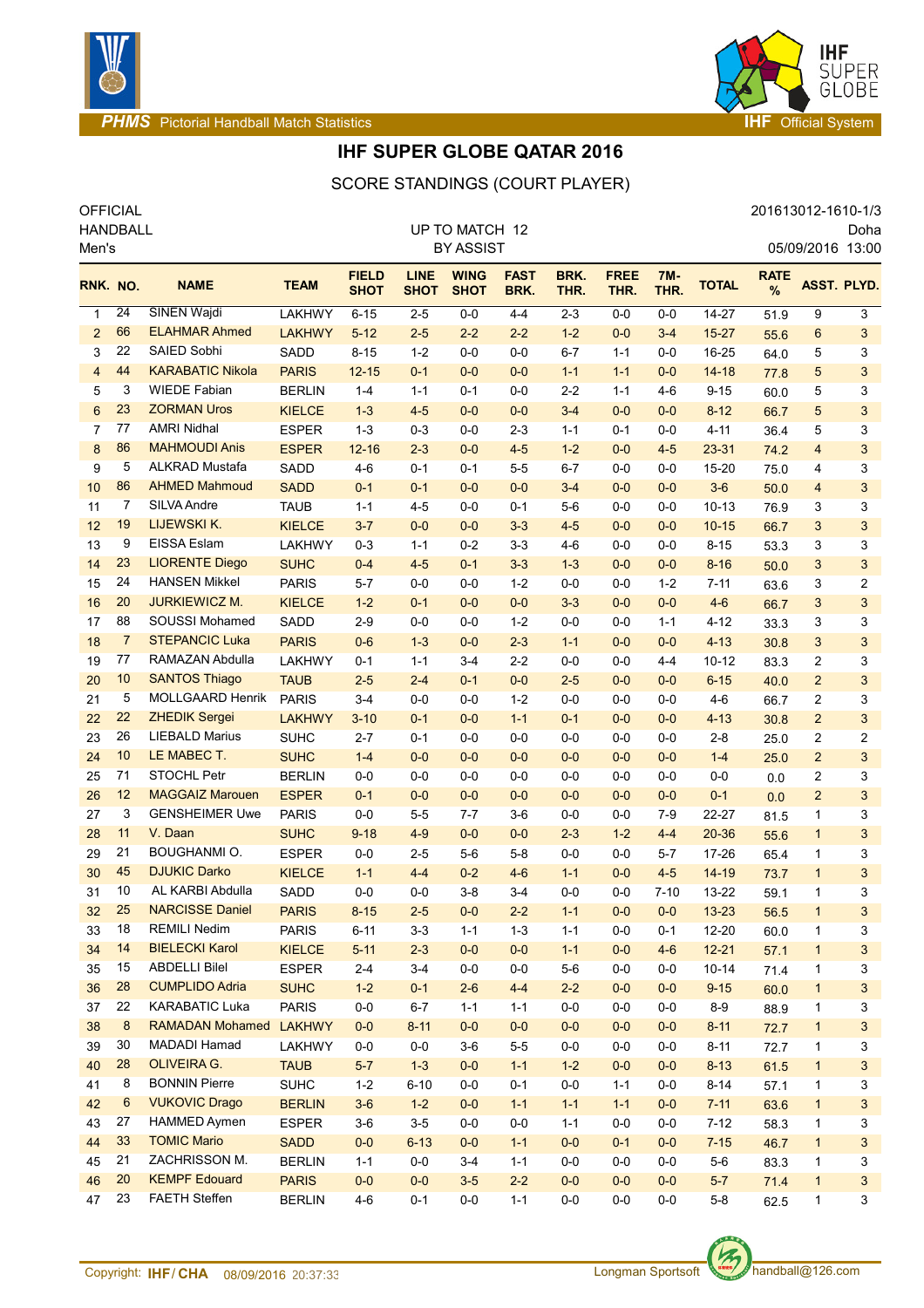# IHF SUPER GLOBE QATAR 2016

## SCORE STANDINGS (COURT PLAYER)

OFFICIAL
HANDBALL
Men's

UP TO MATCH 12
BY ASSIST

201613012-1610-1/3
Doha
05/09/2016 13:00

| RNK. | NO. | NAME | TEAM | FIELD SHOT | LINE SHOT | WING SHOT | FAST BRK. | BRK. THR. | FREE THR. | 7M-THR. | TOTAL | RATE % | ASST. | PLYD. |
|---|---|---|---|---|---|---|---|---|---|---|---|---|---|---|
| 1 | 24 | SINEN Wajdi | LAKHWY | 6-15 | 2-5 | 0-0 | 4-4 | 2-3 | 0-0 | 0-0 | 14-27 | 51.9 | 9 | 3 |
| 2 | 66 | ELAHMAR Ahmed | LAKHWY | 5-12 | 2-5 | 2-2 | 2-2 | 1-2 | 0-0 | 3-4 | 15-27 | 55.6 | 6 | 3 |
| 3 | 22 | SAIED Sobhi | SADD | 8-15 | 1-2 | 0-0 | 0-0 | 6-7 | 1-1 | 0-0 | 16-25 | 64.0 | 5 | 3 |
| 4 | 44 | KARABATIC Nikola | PARIS | 12-15 | 0-1 | 0-0 | 0-0 | 1-1 | 1-1 | 0-0 | 14-18 | 77.8 | 5 | 3 |
| 5 | 3 | WIEDE Fabian | BERLIN | 1-4 | 1-1 | 0-1 | 0-0 | 2-2 | 1-1 | 4-6 | 9-15 | 60.0 | 5 | 3 |
| 6 | 23 | ZORMAN Uros | KIELCE | 1-3 | 4-5 | 0-0 | 0-0 | 3-4 | 0-0 | 0-0 | 8-12 | 66.7 | 5 | 3 |
| 7 | 77 | AMRI Nidhal | ESPER | 1-3 | 0-3 | 0-0 | 2-3 | 1-1 | 0-1 | 0-0 | 4-11 | 36.4 | 5 | 3 |
| 8 | 86 | MAHMOUDI Anis | ESPER | 12-16 | 2-3 | 0-0 | 4-5 | 1-2 | 0-0 | 4-5 | 23-31 | 74.2 | 4 | 3 |
| 9 | 5 | ALKRAD Mustafa | SADD | 4-6 | 0-1 | 0-1 | 5-5 | 6-7 | 0-0 | 0-0 | 15-20 | 75.0 | 4 | 3 |
| 10 | 86 | AHMED Mahmoud | SADD | 0-1 | 0-1 | 0-0 | 0-0 | 3-4 | 0-0 | 0-0 | 3-6 | 50.0 | 4 | 3 |
| 11 | 7 | SILVA Andre | TAUB | 1-1 | 4-5 | 0-0 | 0-1 | 5-6 | 0-0 | 0-0 | 10-13 | 76.9 | 3 | 3 |
| 12 | 19 | LIJEWSKI K. | KIELCE | 3-7 | 0-0 | 0-0 | 3-3 | 4-5 | 0-0 | 0-0 | 10-15 | 66.7 | 3 | 3 |
| 13 | 9 | EISSA Eslam | LAKHWY | 0-3 | 1-1 | 0-2 | 3-3 | 4-6 | 0-0 | 0-0 | 8-15 | 53.3 | 3 | 3 |
| 14 | 23 | LIORENTE Diego | SUHC | 0-4 | 4-5 | 0-1 | 3-3 | 1-3 | 0-0 | 0-0 | 8-16 | 50.0 | 3 | 3 |
| 15 | 24 | HANSEN Mikkel | PARIS | 5-7 | 0-0 | 0-0 | 1-2 | 0-0 | 0-0 | 1-2 | 7-11 | 63.6 | 3 | 2 |
| 16 | 20 | JURKIEWICZ M. | KIELCE | 1-2 | 0-1 | 0-0 | 0-0 | 3-3 | 0-0 | 0-0 | 4-6 | 66.7 | 3 | 3 |
| 17 | 88 | SOUSSI Mohamed | SADD | 2-9 | 0-0 | 0-0 | 1-2 | 0-0 | 0-0 | 1-1 | 4-12 | 33.3 | 3 | 3 |
| 18 | 7 | STEPANCIC Luka | PARIS | 0-6 | 1-3 | 0-0 | 2-3 | 1-1 | 0-0 | 0-0 | 4-13 | 30.8 | 3 | 3 |
| 19 | 77 | RAMAZAN Abdulla | LAKHWY | 0-1 | 1-1 | 3-4 | 2-2 | 0-0 | 0-0 | 4-4 | 10-12 | 83.3 | 2 | 3 |
| 20 | 10 | SANTOS Thiago | TAUB | 2-5 | 2-4 | 0-1 | 0-0 | 2-5 | 0-0 | 0-0 | 6-15 | 40.0 | 2 | 3 |
| 21 | 5 | MOLLGAARD Henrik | PARIS | 3-4 | 0-0 | 0-0 | 1-2 | 0-0 | 0-0 | 0-0 | 4-6 | 66.7 | 2 | 3 |
| 22 | 22 | ZHEDIK Sergei | LAKHWY | 3-10 | 0-1 | 0-0 | 1-1 | 0-1 | 0-0 | 0-0 | 4-13 | 30.8 | 2 | 3 |
| 23 | 26 | LIEBALD Marius | SUHC | 2-7 | 0-1 | 0-0 | 0-0 | 0-0 | 0-0 | 0-0 | 2-8 | 25.0 | 2 | 2 |
| 24 | 10 | LE MABEC T. | SUHC | 1-4 | 0-0 | 0-0 | 0-0 | 0-0 | 0-0 | 0-0 | 1-4 | 25.0 | 2 | 3 |
| 25 | 71 | STOCHL Petr | BERLIN | 0-0 | 0-0 | 0-0 | 0-0 | 0-0 | 0-0 | 0-0 | 0-0 | 0.0 | 2 | 3 |
| 26 | 12 | MAGGAIZ Marouen | ESPER | 0-1 | 0-0 | 0-0 | 0-0 | 0-0 | 0-0 | 0-0 | 0-1 | 0.0 | 2 | 3 |
| 27 | 3 | GENSHEIMER Uwe | PARIS | 0-0 | 5-5 | 7-7 | 3-6 | 0-0 | 0-0 | 7-9 | 22-27 | 81.5 | 1 | 3 |
| 28 | 11 | V. Daan | SUHC | 9-18 | 4-9 | 0-0 | 0-0 | 2-3 | 1-2 | 4-4 | 20-36 | 55.6 | 1 | 3 |
| 29 | 21 | BOUGHANMI O. | ESPER | 0-0 | 2-5 | 5-6 | 5-8 | 0-0 | 0-0 | 5-7 | 17-26 | 65.4 | 1 | 3 |
| 30 | 45 | DJUKIC Darko | KIELCE | 1-1 | 4-4 | 0-2 | 4-6 | 1-1 | 0-0 | 4-5 | 14-19 | 73.7 | 1 | 3 |
| 31 | 10 | AL KARBI Abdulla | SADD | 0-0 | 0-0 | 3-8 | 3-4 | 0-0 | 0-0 | 7-10 | 13-22 | 59.1 | 1 | 3 |
| 32 | 25 | NARCISSE Daniel | PARIS | 8-15 | 2-5 | 0-0 | 2-2 | 1-1 | 0-0 | 0-0 | 13-23 | 56.5 | 1 | 3 |
| 33 | 18 | REMILI Nedim | PARIS | 6-11 | 3-3 | 1-1 | 1-3 | 1-1 | 0-0 | 0-1 | 12-20 | 60.0 | 1 | 3 |
| 34 | 14 | BIELECKI Karol | KIELCE | 5-11 | 2-3 | 0-0 | 0-0 | 1-1 | 0-0 | 4-6 | 12-21 | 57.1 | 1 | 3 |
| 35 | 15 | ABDELLI Bilel | ESPER | 2-4 | 3-4 | 0-0 | 0-0 | 5-6 | 0-0 | 0-0 | 10-14 | 71.4 | 1 | 3 |
| 36 | 28 | CUMPLIDO Adria | SUHC | 1-2 | 0-1 | 2-6 | 4-4 | 2-2 | 0-0 | 0-0 | 9-15 | 60.0 | 1 | 3 |
| 37 | 22 | KARABATIC Luka | PARIS | 0-0 | 6-7 | 1-1 | 1-1 | 0-0 | 0-0 | 0-0 | 8-9 | 88.9 | 1 | 3 |
| 38 | 8 | RAMADAN Mohamed | LAKHWY | 0-0 | 8-11 | 0-0 | 0-0 | 0-0 | 0-0 | 0-0 | 8-11 | 72.7 | 1 | 3 |
| 39 | 30 | MADADI Hamad | LAKHWY | 0-0 | 0-0 | 3-6 | 5-5 | 0-0 | 0-0 | 0-0 | 8-11 | 72.7 | 1 | 3 |
| 40 | 28 | OLIVEIRA G. | TAUB | 5-7 | 1-3 | 0-0 | 1-1 | 1-2 | 0-0 | 0-0 | 8-13 | 61.5 | 1 | 3 |
| 41 | 8 | BONNIN Pierre | SUHC | 1-2 | 6-10 | 0-0 | 0-1 | 0-0 | 1-1 | 0-0 | 8-14 | 57.1 | 1 | 3 |
| 42 | 6 | VUKOVIC Drago | BERLIN | 3-6 | 1-2 | 0-0 | 1-1 | 1-1 | 1-1 | 0-0 | 7-11 | 63.6 | 1 | 3 |
| 43 | 27 | HAMMED Aymen | ESPER | 3-6 | 3-5 | 0-0 | 0-0 | 1-1 | 0-0 | 0-0 | 7-12 | 58.3 | 1 | 3 |
| 44 | 33 | TOMIC Mario | SADD | 0-0 | 6-13 | 0-0 | 1-1 | 0-0 | 0-1 | 0-0 | 7-15 | 46.7 | 1 | 3 |
| 45 | 21 | ZACHRISSON M. | BERLIN | 1-1 | 0-0 | 3-4 | 1-1 | 0-0 | 0-0 | 0-0 | 5-6 | 83.3 | 1 | 3 |
| 46 | 20 | KEMPF Edouard | PARIS | 0-0 | 0-0 | 3-5 | 2-2 | 0-0 | 0-0 | 0-0 | 5-7 | 71.4 | 1 | 3 |
| 47 | 23 | FAETH Steffen | BERLIN | 4-6 | 0-1 | 0-0 | 1-1 | 0-0 | 0-0 | 0-0 | 5-8 | 62.5 | 1 | 3 |

Copyright: IHF/CHA 08/09/2016 20:37:33 Longman Sportsoft handball@126.com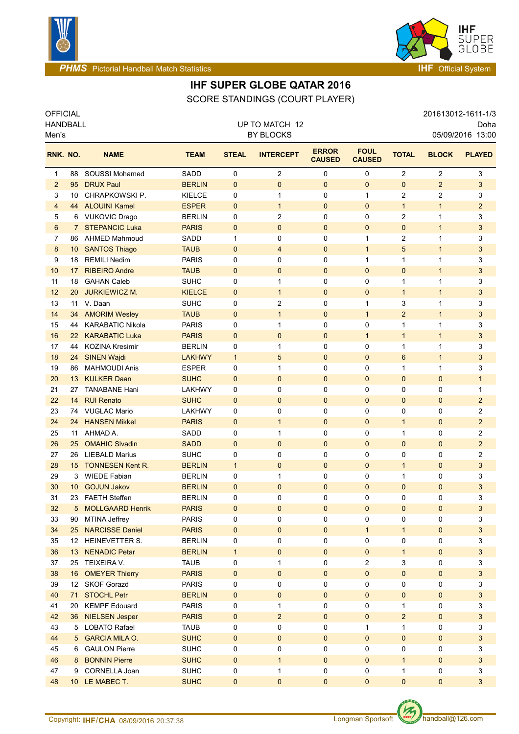# IHF SUPER GLOBE QATAR 2016

SCORE STANDINGS (COURT PLAYER)

OFFICIAL
HANDBALL
Men's

UP TO MATCH 12
BY BLOCKS

201613012-1611-1/3
Doha
05/09/2016 13:00

| RNK. | NO. | NAME | TEAM | STEAL | INTERCEPT | ERROR CAUSED | FOUL CAUSED | TOTAL | BLOCK | PLAYED |
|---|---|---|---|---|---|---|---|---|---|---|
| 1 | 88 | SOUSSI Mohamed | SADD | 0 | 2 | 0 | 0 | 2 | 2 | 3 |
| 2 | 95 | DRUX Paul | BERLIN | 0 | 0 | 0 | 0 | 0 | 2 | 3 |
| 3 | 10 | CHRAPKOWSKI P. | KIELCE | 0 | 1 | 0 | 1 | 2 | 2 | 3 |
| 4 | 44 | ALOUINI Kamel | ESPER | 0 | 1 | 0 | 0 | 1 | 1 | 2 |
| 5 | 6 | VUKOVIC Drago | BERLIN | 0 | 2 | 0 | 0 | 2 | 1 | 3 |
| 6 | 7 | STEPANCIC Luka | PARIS | 0 | 0 | 0 | 0 | 0 | 1 | 3 |
| 7 | 86 | AHMED Mahmoud | SADD | 1 | 0 | 0 | 1 | 2 | 1 | 3 |
| 8 | 10 | SANTOS Thiago | TAUB | 0 | 4 | 0 | 1 | 5 | 1 | 3 |
| 9 | 18 | REMILI Nedim | PARIS | 0 | 0 | 0 | 1 | 1 | 1 | 3 |
| 10 | 17 | RIBEIRO Andre | TAUB | 0 | 0 | 0 | 0 | 0 | 1 | 3 |
| 11 | 18 | GAHAN Caleb | SUHC | 0 | 1 | 0 | 0 | 1 | 1 | 3 |
| 12 | 20 | JURKIEWICZ M. | KIELCE | 0 | 1 | 0 | 0 | 1 | 1 | 3 |
| 13 | 11 | V. Daan | SUHC | 0 | 2 | 0 | 1 | 3 | 1 | 3 |
| 14 | 34 | AMORIM Wesley | TAUB | 0 | 1 | 0 | 1 | 2 | 1 | 3 |
| 15 | 44 | KARABATIC Nikola | PARIS | 0 | 1 | 0 | 0 | 1 | 1 | 3 |
| 16 | 22 | KARABATIC Luka | PARIS | 0 | 0 | 0 | 1 | 1 | 1 | 3 |
| 17 | 44 | KOZINA Kresimir | BERLIN | 0 | 1 | 0 | 0 | 1 | 1 | 3 |
| 18 | 24 | SINEN Wajdi | LAKHWY | 1 | 5 | 0 | 0 | 6 | 1 | 3 |
| 19 | 86 | MAHMOUDI Anis | ESPER | 0 | 1 | 0 | 0 | 1 | 1 | 3 |
| 20 | 13 | KULKER Daan | SUHC | 0 | 0 | 0 | 0 | 0 | 0 | 1 |
| 21 | 27 | TANABANE Hani | LAKHWY | 0 | 0 | 0 | 0 | 0 | 0 | 1 |
| 22 | 14 | RUI Renato | SUHC | 0 | 0 | 0 | 0 | 0 | 0 | 2 |
| 23 | 74 | VUGLAC Mario | LAKHWY | 0 | 0 | 0 | 0 | 0 | 0 | 2 |
| 24 | 24 | HANSEN Mikkel | PARIS | 0 | 1 | 0 | 0 | 1 | 0 | 2 |
| 25 | 11 | AHMAD A. | SADD | 0 | 1 | 0 | 0 | 1 | 0 | 2 |
| 26 | 25 | OMAHIC Slvadin | SADD | 0 | 0 | 0 | 0 | 0 | 0 | 2 |
| 27 | 26 | LIEBALD Marius | SUHC | 0 | 0 | 0 | 0 | 0 | 0 | 2 |
| 28 | 15 | TONNESEN Kent R. | BERLIN | 1 | 0 | 0 | 0 | 1 | 0 | 3 |
| 29 | 3 | WIEDE Fabian | BERLIN | 0 | 1 | 0 | 0 | 1 | 0 | 3 |
| 30 | 10 | GOJUN Jakov | BERLIN | 0 | 0 | 0 | 0 | 0 | 0 | 3 |
| 31 | 23 | FAETH Steffen | BERLIN | 0 | 0 | 0 | 0 | 0 | 0 | 3 |
| 32 | 5 | MOLLGAARD Henrik | PARIS | 0 | 0 | 0 | 0 | 0 | 0 | 3 |
| 33 | 90 | MTINA Jeffrey | PARIS | 0 | 0 | 0 | 0 | 0 | 0 | 3 |
| 34 | 25 | NARCISSE Daniel | PARIS | 0 | 0 | 0 | 1 | 1 | 0 | 3 |
| 35 | 12 | HEINEVETTER S. | BERLIN | 0 | 0 | 0 | 0 | 0 | 0 | 3 |
| 36 | 13 | NENADIC Petar | BERLIN | 1 | 0 | 0 | 0 | 1 | 0 | 3 |
| 37 | 25 | TEIXEIRA V. | TAUB | 0 | 1 | 0 | 2 | 3 | 0 | 3 |
| 38 | 16 | OMEYER Thierry | PARIS | 0 | 0 | 0 | 0 | 0 | 0 | 3 |
| 39 | 12 | SKOF Gorazd | PARIS | 0 | 0 | 0 | 0 | 0 | 0 | 3 |
| 40 | 71 | STOCHL Petr | BERLIN | 0 | 0 | 0 | 0 | 0 | 0 | 3 |
| 41 | 20 | KEMPF Edouard | PARIS | 0 | 1 | 0 | 0 | 1 | 0 | 3 |
| 42 | 36 | NIELSEN Jesper | PARIS | 0 | 2 | 0 | 0 | 2 | 0 | 3 |
| 43 | 5 | LOBATO Rafael | TAUB | 0 | 0 | 0 | 1 | 1 | 0 | 3 |
| 44 | 5 | GARCIA MILA O. | SUHC | 0 | 0 | 0 | 0 | 0 | 0 | 3 |
| 45 | 6 | GAULON Pierre | SUHC | 0 | 0 | 0 | 0 | 0 | 0 | 3 |
| 46 | 8 | BONNIN Pierre | SUHC | 0 | 1 | 0 | 0 | 1 | 0 | 3 |
| 47 | 9 | CORNELLA Joan | SUHC | 0 | 1 | 0 | 0 | 1 | 0 | 3 |
| 48 | 10 | LE MABEC T. | SUHC | 0 | 0 | 0 | 0 | 0 | 0 | 3 |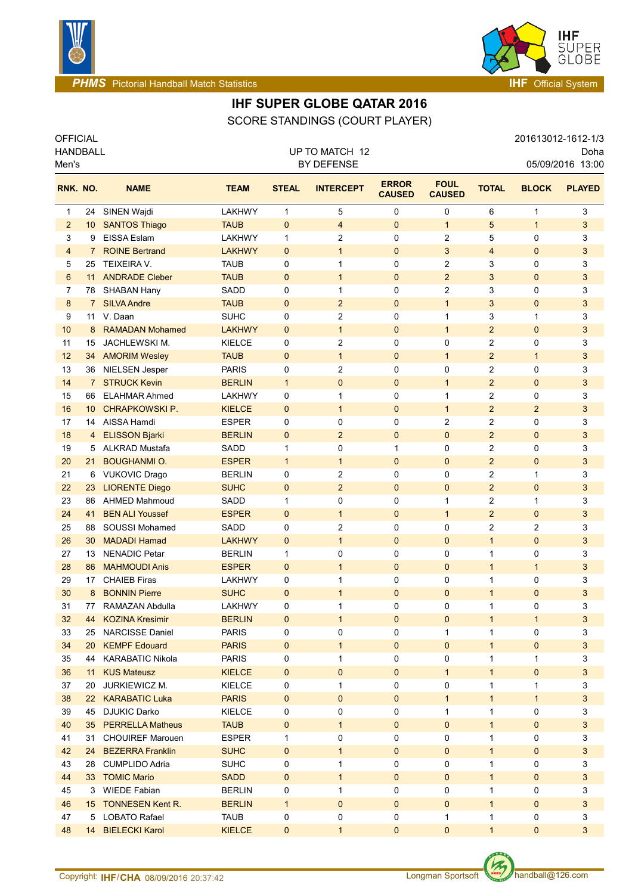PHMS Pictorial Handball Match Statistics | IHF Official System

# IHF SUPER GLOBE QATAR 2016

## SCORE STANDINGS (COURT PLAYER)

OFFICIAL
HANDBALL
Men's

UP TO MATCH 12
BY DEFENSE

201613012-1612-1/3
Doha
05/09/2016 13:00

| RNK. | NO. | NAME | TEAM | STEAL | INTERCEPT | ERROR CAUSED | FOUL CAUSED | TOTAL | BLOCK | PLAYED |
|---|---|---|---|---|---|---|---|---|---|---|
| 1 | 24 | SINEN Wajdi | LAKHWY | 1 | 5 | 0 | 0 | 6 | 1 | 3 |
| 2 | 10 | SANTOS Thiago | TAUB | 0 | 4 | 0 | 1 | 5 | 1 | 3 |
| 3 | 9 | EISSA Eslam | LAKHWY | 1 | 2 | 0 | 2 | 5 | 0 | 3 |
| 4 | 7 | ROINE Bertrand | LAKHWY | 0 | 1 | 0 | 3 | 4 | 0 | 3 |
| 5 | 25 | TEIXEIRA V. | TAUB | 0 | 1 | 0 | 2 | 3 | 0 | 3 |
| 6 | 11 | ANDRADE Cleber | TAUB | 0 | 1 | 0 | 2 | 3 | 0 | 3 |
| 7 | 78 | SHABAN Hany | SADD | 0 | 1 | 0 | 2 | 3 | 0 | 3 |
| 8 | 7 | SILVA Andre | TAUB | 0 | 2 | 0 | 1 | 3 | 0 | 3 |
| 9 | 11 | V. Daan | SUHC | 0 | 2 | 0 | 1 | 3 | 1 | 3 |
| 10 | 8 | RAMADAN Mohamed | LAKHWY | 0 | 1 | 0 | 1 | 2 | 0 | 3 |
| 11 | 15 | JACHLEWSKI M. | KIELCE | 0 | 2 | 0 | 0 | 2 | 0 | 3 |
| 12 | 34 | AMORIM Wesley | TAUB | 0 | 1 | 0 | 1 | 2 | 1 | 3 |
| 13 | 36 | NIELSEN Jesper | PARIS | 0 | 2 | 0 | 0 | 2 | 0 | 3 |
| 14 | 7 | STRUCK Kevin | BERLIN | 1 | 0 | 0 | 1 | 2 | 0 | 3 |
| 15 | 66 | ELAHMAR Ahmed | LAKHWY | 0 | 1 | 0 | 1 | 2 | 0 | 3 |
| 16 | 10 | CHRAPKOWSKI P. | KIELCE | 0 | 1 | 0 | 1 | 2 | 2 | 3 |
| 17 | 14 | AISSA Hamdi | ESPER | 0 | 0 | 0 | 2 | 2 | 0 | 3 |
| 18 | 4 | ELISSON Bjarki | BERLIN | 0 | 2 | 0 | 0 | 2 | 0 | 3 |
| 19 | 5 | ALKRAD Mustafa | SADD | 1 | 0 | 1 | 0 | 2 | 0 | 3 |
| 20 | 21 | BOUGHANMI O. | ESPER | 1 | 1 | 0 | 0 | 2 | 0 | 3 |
| 21 | 6 | VUKOVIC Drago | BERLIN | 0 | 2 | 0 | 0 | 2 | 1 | 3 |
| 22 | 23 | LIORENTE Diego | SUHC | 0 | 2 | 0 | 0 | 2 | 0 | 3 |
| 23 | 86 | AHMED Mahmoud | SADD | 1 | 0 | 0 | 1 | 2 | 1 | 3 |
| 24 | 41 | BEN ALI Youssef | ESPER | 0 | 1 | 0 | 1 | 2 | 0 | 3 |
| 25 | 88 | SOUSSI Mohamed | SADD | 0 | 2 | 0 | 0 | 2 | 2 | 3 |
| 26 | 30 | MADADI Hamad | LAKHWY | 0 | 1 | 0 | 0 | 1 | 0 | 3 |
| 27 | 13 | NENADIC Petar | BERLIN | 1 | 0 | 0 | 0 | 1 | 0 | 3 |
| 28 | 86 | MAHMOUDI Anis | ESPER | 0 | 1 | 0 | 0 | 1 | 1 | 3 |
| 29 | 17 | CHAIEB Firas | LAKHWY | 0 | 1 | 0 | 0 | 1 | 0 | 3 |
| 30 | 8 | BONNIN Pierre | SUHC | 0 | 1 | 0 | 0 | 1 | 0 | 3 |
| 31 | 77 | RAMAZAN Abdulla | LAKHWY | 0 | 1 | 0 | 0 | 1 | 0 | 3 |
| 32 | 44 | KOZINA Kresimir | BERLIN | 0 | 1 | 0 | 0 | 1 | 1 | 3 |
| 33 | 25 | NARCISSE Daniel | PARIS | 0 | 0 | 0 | 1 | 1 | 0 | 3 |
| 34 | 20 | KEMPF Edouard | PARIS | 0 | 1 | 0 | 0 | 1 | 0 | 3 |
| 35 | 44 | KARABATIC Nikola | PARIS | 0 | 1 | 0 | 0 | 1 | 1 | 3 |
| 36 | 11 | KUS Mateusz | KIELCE | 0 | 0 | 0 | 1 | 1 | 0 | 3 |
| 37 | 20 | JURKIEWICZ M. | KIELCE | 0 | 1 | 0 | 0 | 1 | 1 | 3 |
| 38 | 22 | KARABATIC Luka | PARIS | 0 | 0 | 0 | 1 | 1 | 1 | 3 |
| 39 | 45 | DJUKIC Darko | KIELCE | 0 | 0 | 0 | 1 | 1 | 0 | 3 |
| 40 | 35 | PERRELLA Matheus | TAUB | 0 | 1 | 0 | 0 | 1 | 0 | 3 |
| 41 | 31 | CHOUIREF Marouen | ESPER | 1 | 0 | 0 | 0 | 1 | 0 | 3 |
| 42 | 24 | BEZERRA Franklin | SUHC | 0 | 1 | 0 | 0 | 1 | 0 | 3 |
| 43 | 28 | CUMPLIDO Adria | SUHC | 0 | 1 | 0 | 0 | 1 | 0 | 3 |
| 44 | 33 | TOMIC Mario | SADD | 0 | 1 | 0 | 0 | 1 | 0 | 3 |
| 45 | 3 | WIEDE Fabian | BERLIN | 0 | 1 | 0 | 0 | 1 | 0 | 3 |
| 46 | 15 | TONNESEN Kent R. | BERLIN | 1 | 0 | 0 | 0 | 1 | 0 | 3 |
| 47 | 5 | LOBATO Rafael | TAUB | 0 | 0 | 0 | 1 | 1 | 0 | 3 |
| 48 | 14 | BIELECKI Karol | KIELCE | 0 | 1 | 0 | 0 | 1 | 0 | 3 |

Copyright: IHF/CHA 08/09/2016 20:37:42 | Longman Sportsoft | handball@126.com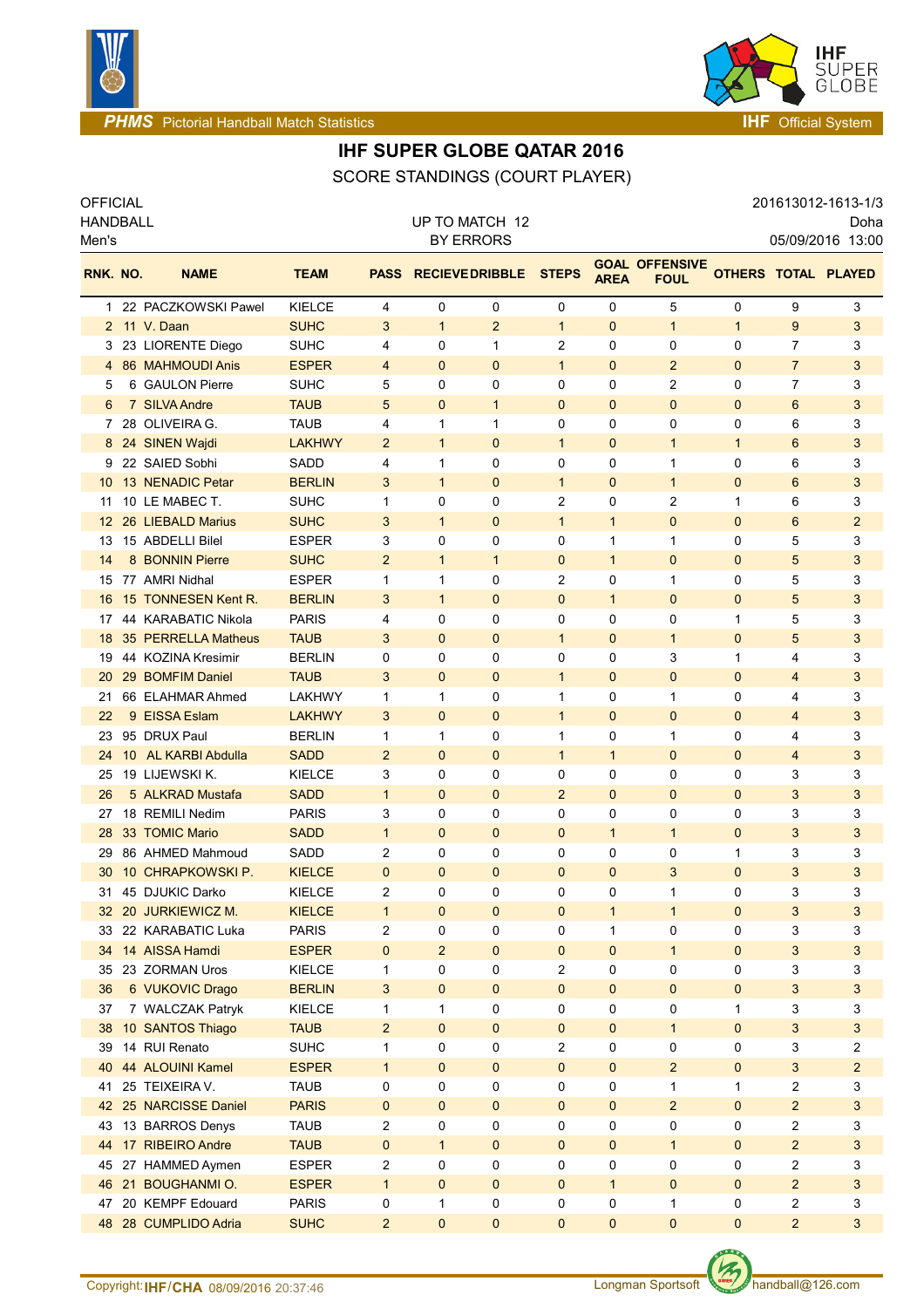PHMS Pictorial Handball Match Statistics — IHF Official System

# IHF SUPER GLOBE QATAR 2016

## SCORE STANDINGS (COURT PLAYER)

OFFICIAL
HANDBALL
Men's

UP TO MATCH 12
BY ERRORS

201613012-1613-1/3
Doha
05/09/2016 13:00

| RNK. | NO. | NAME | TEAM | PASS | RECIEVE | DRIBBLE | STEPS | GOAL AREA | OFFENSIVE FOUL | OTHERS | TOTAL | PLAYED |
|---|---|---|---|---|---|---|---|---|---|---|---|---|
| 1 | 22 | PACZKOWSKI Pawel | KIELCE | 4 | 0 | 0 | 0 | 0 | 5 | 0 | 9 | 3 |
| 2 | 11 | V. Daan | SUHC | 3 | 1 | 2 | 1 | 0 | 1 | 1 | 9 | 3 |
| 3 | 23 | LIORENTE Diego | SUHC | 4 | 0 | 1 | 2 | 0 | 0 | 0 | 7 | 3 |
| 4 | 86 | MAHMOUDI Anis | ESPER | 4 | 0 | 0 | 1 | 0 | 2 | 0 | 7 | 3 |
| 5 | 6 | GAULON Pierre | SUHC | 5 | 0 | 0 | 0 | 0 | 2 | 0 | 7 | 3 |
| 6 | 7 | SILVA Andre | TAUB | 5 | 0 | 1 | 0 | 0 | 0 | 0 | 6 | 3 |
| 7 | 28 | OLIVEIRA G. | TAUB | 4 | 1 | 1 | 0 | 0 | 0 | 0 | 6 | 3 |
| 8 | 24 | SINEN Wajdi | LAKHWY | 2 | 1 | 0 | 1 | 0 | 1 | 1 | 6 | 3 |
| 9 | 22 | SAIED Sobhi | SADD | 4 | 1 | 0 | 0 | 0 | 1 | 0 | 6 | 3 |
| 10 | 13 | NENADIC Petar | BERLIN | 3 | 1 | 0 | 1 | 0 | 1 | 0 | 6 | 3 |
| 11 | 10 | LE MABEC T. | SUHC | 1 | 0 | 0 | 2 | 0 | 2 | 1 | 6 | 3 |
| 12 | 26 | LIEBALD Marius | SUHC | 3 | 1 | 0 | 1 | 1 | 0 | 0 | 6 | 2 |
| 13 | 15 | ABDELLI Bilel | ESPER | 3 | 0 | 0 | 0 | 1 | 1 | 0 | 5 | 3 |
| 14 | 8 | BONNIN Pierre | SUHC | 2 | 1 | 1 | 0 | 1 | 0 | 0 | 5 | 3 |
| 15 | 77 | AMRI Nidhal | ESPER | 1 | 1 | 0 | 2 | 0 | 1 | 0 | 5 | 3 |
| 16 | 15 | TONNESEN Kent R. | BERLIN | 3 | 1 | 0 | 0 | 1 | 0 | 0 | 5 | 3 |
| 17 | 44 | KARABATIC Nikola | PARIS | 4 | 0 | 0 | 0 | 0 | 0 | 1 | 5 | 3 |
| 18 | 35 | PERRELLA Matheus | TAUB | 3 | 0 | 0 | 1 | 0 | 1 | 0 | 5 | 3 |
| 19 | 44 | KOZINA Kresimir | BERLIN | 0 | 0 | 0 | 0 | 0 | 3 | 1 | 4 | 3 |
| 20 | 29 | BOMFIM Daniel | TAUB | 3 | 0 | 0 | 1 | 0 | 0 | 0 | 4 | 3 |
| 21 | 66 | ELAHMAR Ahmed | LAKHWY | 1 | 1 | 0 | 1 | 0 | 1 | 0 | 4 | 3 |
| 22 | 9 | EISSA Eslam | LAKHWY | 3 | 0 | 0 | 1 | 0 | 0 | 0 | 4 | 3 |
| 23 | 95 | DRUX Paul | BERLIN | 1 | 1 | 0 | 1 | 0 | 1 | 0 | 4 | 3 |
| 24 | 10 | AL KARBI Abdulla | SADD | 2 | 0 | 0 | 1 | 1 | 0 | 0 | 4 | 3 |
| 25 | 19 | LIJEWSKI K. | KIELCE | 3 | 0 | 0 | 0 | 0 | 0 | 0 | 3 | 3 |
| 26 | 5 | ALKRAD Mustafa | SADD | 1 | 0 | 0 | 2 | 0 | 0 | 0 | 3 | 3 |
| 27 | 18 | REMILI Nedim | PARIS | 3 | 0 | 0 | 0 | 0 | 0 | 0 | 3 | 3 |
| 28 | 33 | TOMIC Mario | SADD | 1 | 0 | 0 | 0 | 1 | 1 | 0 | 3 | 3 |
| 29 | 86 | AHMED Mahmoud | SADD | 2 | 0 | 0 | 0 | 0 | 0 | 1 | 3 | 3 |
| 30 | 10 | CHRAPKOWSKI P. | KIELCE | 0 | 0 | 0 | 0 | 0 | 3 | 0 | 3 | 3 |
| 31 | 45 | DJUKIC Darko | KIELCE | 2 | 0 | 0 | 0 | 0 | 1 | 0 | 3 | 3 |
| 32 | 20 | JURKIEWICZ M. | KIELCE | 1 | 0 | 0 | 0 | 1 | 1 | 0 | 3 | 3 |
| 33 | 22 | KARABATIC Luka | PARIS | 2 | 0 | 0 | 0 | 1 | 0 | 0 | 3 | 3 |
| 34 | 14 | AISSA Hamdi | ESPER | 0 | 2 | 0 | 0 | 0 | 1 | 0 | 3 | 3 |
| 35 | 23 | ZORMAN Uros | KIELCE | 1 | 0 | 0 | 2 | 0 | 0 | 0 | 3 | 3 |
| 36 | 6 | VUKOVIC Drago | BERLIN | 3 | 0 | 0 | 0 | 0 | 0 | 0 | 3 | 3 |
| 37 | 7 | WALCZAK Patryk | KIELCE | 1 | 1 | 0 | 0 | 0 | 0 | 1 | 3 | 3 |
| 38 | 10 | SANTOS Thiago | TAUB | 2 | 0 | 0 | 0 | 0 | 1 | 0 | 3 | 3 |
| 39 | 14 | RUI Renato | SUHC | 1 | 0 | 0 | 2 | 0 | 0 | 0 | 3 | 2 |
| 40 | 44 | ALOUINI Kamel | ESPER | 1 | 0 | 0 | 0 | 0 | 2 | 0 | 3 | 2 |
| 41 | 25 | TEIXEIRA V. | TAUB | 0 | 0 | 0 | 0 | 0 | 1 | 1 | 2 | 3 |
| 42 | 25 | NARCISSE Daniel | PARIS | 0 | 0 | 0 | 0 | 0 | 2 | 0 | 2 | 3 |
| 43 | 13 | BARROS Denys | TAUB | 2 | 0 | 0 | 0 | 0 | 0 | 0 | 2 | 3 |
| 44 | 17 | RIBEIRO Andre | TAUB | 0 | 1 | 0 | 0 | 0 | 1 | 0 | 2 | 3 |
| 45 | 27 | HAMMED Aymen | ESPER | 2 | 0 | 0 | 0 | 0 | 0 | 0 | 2 | 3 |
| 46 | 21 | BOUGHANMI O. | ESPER | 1 | 0 | 0 | 0 | 1 | 0 | 0 | 2 | 3 |
| 47 | 20 | KEMPF Edouard | PARIS | 0 | 1 | 0 | 0 | 0 | 1 | 0 | 2 | 3 |
| 48 | 28 | CUMPLIDO Adria | SUHC | 2 | 0 | 0 | 0 | 0 | 0 | 0 | 2 | 3 |

Copyright: IHF/CHA 08/09/2016 20:37:46 — Longman Sportsoft — handball@126.com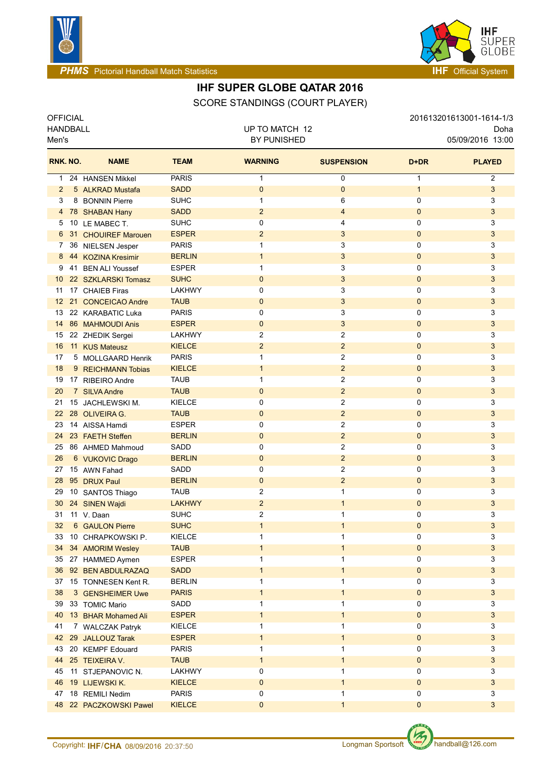# IHF SUPER GLOBE QATAR 2016

SCORE STANDINGS (COURT PLAYER)

OFFICIAL
HANDBALL
Men's

UP TO MATCH 12
BY PUNISHED

201613201613001-1614-1/3
Doha
05/09/2016 13:00

| RNK. | NO. | NAME | TEAM | WARNING | SUSPENSION | D+DR | PLAYED |
|---|---|---|---|---|---|---|---|
| 1 | 24 | HANSEN Mikkel | PARIS | 1 | 0 | 1 | 2 |
| 2 | 5 | ALKRAD Mustafa | SADD | 0 | 0 | 1 | 3 |
| 3 | 8 | BONNIN Pierre | SUHC | 1 | 6 | 0 | 3 |
| 4 | 78 | SHABAN Hany | SADD | 2 | 4 | 0 | 3 |
| 5 | 10 | LE MABEC T. | SUHC | 0 | 4 | 0 | 3 |
| 6 | 31 | CHOUIREF Marouen | ESPER | 2 | 3 | 0 | 3 |
| 7 | 36 | NIELSEN Jesper | PARIS | 1 | 3 | 0 | 3 |
| 8 | 44 | KOZINA Kresimir | BERLIN | 1 | 3 | 0 | 3 |
| 9 | 41 | BEN ALI Youssef | ESPER | 1 | 3 | 0 | 3 |
| 10 | 22 | SZKLARSKI Tomasz | SUHC | 0 | 3 | 0 | 3 |
| 11 | 17 | CHAIEB Firas | LAKHWY | 0 | 3 | 0 | 3 |
| 12 | 21 | CONCEICAO Andre | TAUB | 0 | 3 | 0 | 3 |
| 13 | 22 | KARABATIC Luka | PARIS | 0 | 3 | 0 | 3 |
| 14 | 86 | MAHMOUDI Anis | ESPER | 0 | 3 | 0 | 3 |
| 15 | 22 | ZHEDIK Sergei | LAKHWY | 2 | 2 | 0 | 3 |
| 16 | 11 | KUS Mateusz | KIELCE | 2 | 2 | 0 | 3 |
| 17 | 5 | MOLLGAARD Henrik | PARIS | 1 | 2 | 0 | 3 |
| 18 | 9 | REICHMANN Tobias | KIELCE | 1 | 2 | 0 | 3 |
| 19 | 17 | RIBEIRO Andre | TAUB | 1 | 2 | 0 | 3 |
| 20 | 7 | SILVA Andre | TAUB | 0 | 2 | 0 | 3 |
| 21 | 15 | JACHLEWSKI M. | KIELCE | 0 | 2 | 0 | 3 |
| 22 | 28 | OLIVEIRA G. | TAUB | 0 | 2 | 0 | 3 |
| 23 | 14 | AISSA Hamdi | ESPER | 0 | 2 | 0 | 3 |
| 24 | 23 | FAETH Steffen | BERLIN | 0 | 2 | 0 | 3 |
| 25 | 86 | AHMED Mahmoud | SADD | 0 | 2 | 0 | 3 |
| 26 | 6 | VUKOVIC Drago | BERLIN | 0 | 2 | 0 | 3 |
| 27 | 15 | AWN Fahad | SADD | 0 | 2 | 0 | 3 |
| 28 | 95 | DRUX Paul | BERLIN | 0 | 2 | 0 | 3 |
| 29 | 10 | SANTOS Thiago | TAUB | 2 | 1 | 0 | 3 |
| 30 | 24 | SINEN Wajdi | LAKHWY | 2 | 1 | 0 | 3 |
| 31 | 11 | V. Daan | SUHC | 2 | 1 | 0 | 3 |
| 32 | 6 | GAULON Pierre | SUHC | 1 | 1 | 0 | 3 |
| 33 | 10 | CHRAPKOWSKI P. | KIELCE | 1 | 1 | 0 | 3 |
| 34 | 34 | AMORIM Wesley | TAUB | 1 | 1 | 0 | 3 |
| 35 | 27 | HAMMED Aymen | ESPER | 1 | 1 | 0 | 3 |
| 36 | 92 | BEN ABDULRAZAQ | SADD | 1 | 1 | 0 | 3 |
| 37 | 15 | TONNESEN Kent R. | BERLIN | 1 | 1 | 0 | 3 |
| 38 | 3 | GENSHEIMER Uwe | PARIS | 1 | 1 | 0 | 3 |
| 39 | 33 | TOMIC Mario | SADD | 1 | 1 | 0 | 3 |
| 40 | 13 | BHAR Mohamed Ali | ESPER | 1 | 1 | 0 | 3 |
| 41 | 7 | WALCZAK Patryk | KIELCE | 1 | 1 | 0 | 3 |
| 42 | 29 | JALLOUZ Tarak | ESPER | 1 | 1 | 0 | 3 |
| 43 | 20 | KEMPF Edouard | PARIS | 1 | 1 | 0 | 3 |
| 44 | 25 | TEIXEIRA V. | TAUB | 1 | 1 | 0 | 3 |
| 45 | 11 | STJEPANOVIC N. | LAKHWY | 0 | 1 | 0 | 3 |
| 46 | 19 | LIJEWSKI K. | KIELCE | 0 | 1 | 0 | 3 |
| 47 | 18 | REMILI Nedim | PARIS | 0 | 1 | 0 | 3 |
| 48 | 22 | PACZKOWSKI Pawel | KIELCE | 0 | 1 | 0 | 3 |

Copyright: IHF/CHA 08/09/2016 20:37:50    Longman Sportsoft    handball@126.com